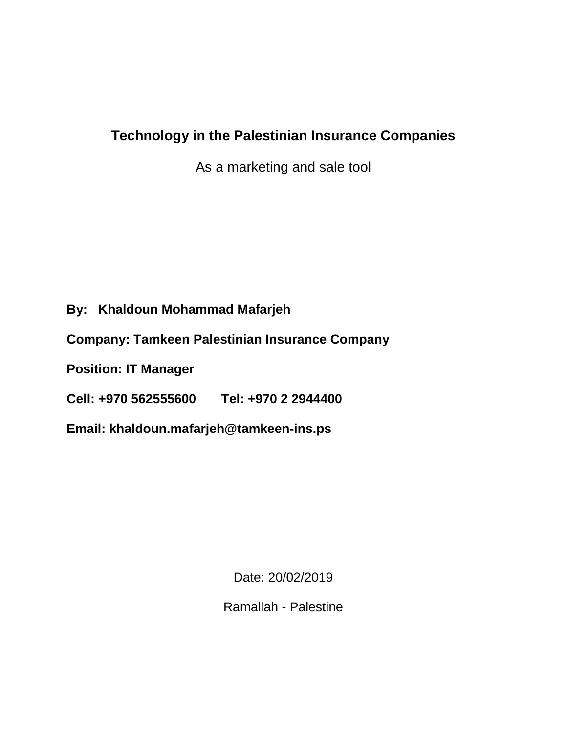# Technology in the Palestinian Insurance Companies

As a marketing and sale tool

**By: Khaldoun Mohammad Mafarjeh**

**Company: Tamkeen Palestinian Insurance Company**

**Position: IT Manager**

**Cell: +970 562555600 Tel: +970 2 2944400**

**Email: khaldoun.mafarjeh@tamkeen-ins.ps**

Date: 20/02/2019

Ramallah - Palestine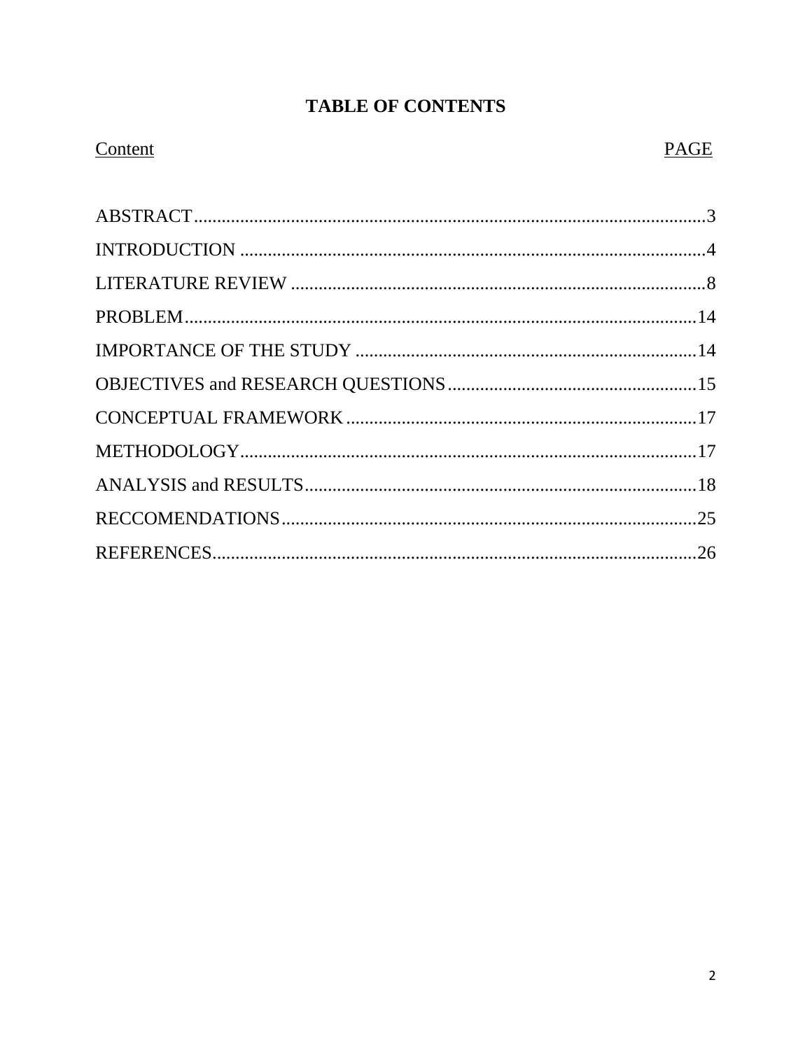# TABLE OF CONTENTS

| Content | PAGE |
|---|---|
| ABSTRACT | 3 |
| INTRODUCTION | 4 |
| LITERATURE REVIEW | 8 |
| PROBLEM | 14 |
| IMPORTANCE OF THE STUDY | 14 |
| OBJECTIVES and RESEARCH QUESTIONS | 15 |
| CONCEPTUAL FRAMEWORK | 17 |
| METHODOLOGY | 17 |
| ANALYSIS and RESULTS | 18 |
| RECCOMENDATIONS | 25 |
| REFERENCES | 26 |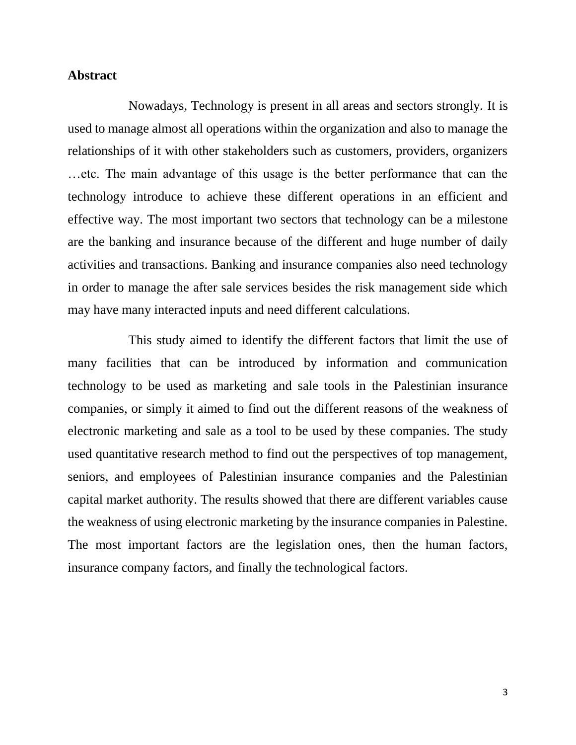## Abstract

Nowadays, Technology is present in all areas and sectors strongly. It is used to manage almost all operations within the organization and also to manage the relationships of it with other stakeholders such as customers, providers, organizers …etc. The main advantage of this usage is the better performance that can the technology introduce to achieve these different operations in an efficient and effective way. The most important two sectors that technology can be a milestone are the banking and insurance because of the different and huge number of daily activities and transactions. Banking and insurance companies also need technology in order to manage the after sale services besides the risk management side which may have many interacted inputs and need different calculations.

This study aimed to identify the different factors that limit the use of many facilities that can be introduced by information and communication technology to be used as marketing and sale tools in the Palestinian insurance companies, or simply it aimed to find out the different reasons of the weakness of electronic marketing and sale as a tool to be used by these companies. The study used quantitative research method to find out the perspectives of top management, seniors, and employees of Palestinian insurance companies and the Palestinian capital market authority. The results showed that there are different variables cause the weakness of using electronic marketing by the insurance companies in Palestine. The most important factors are the legislation ones, then the human factors, insurance company factors, and finally the technological factors.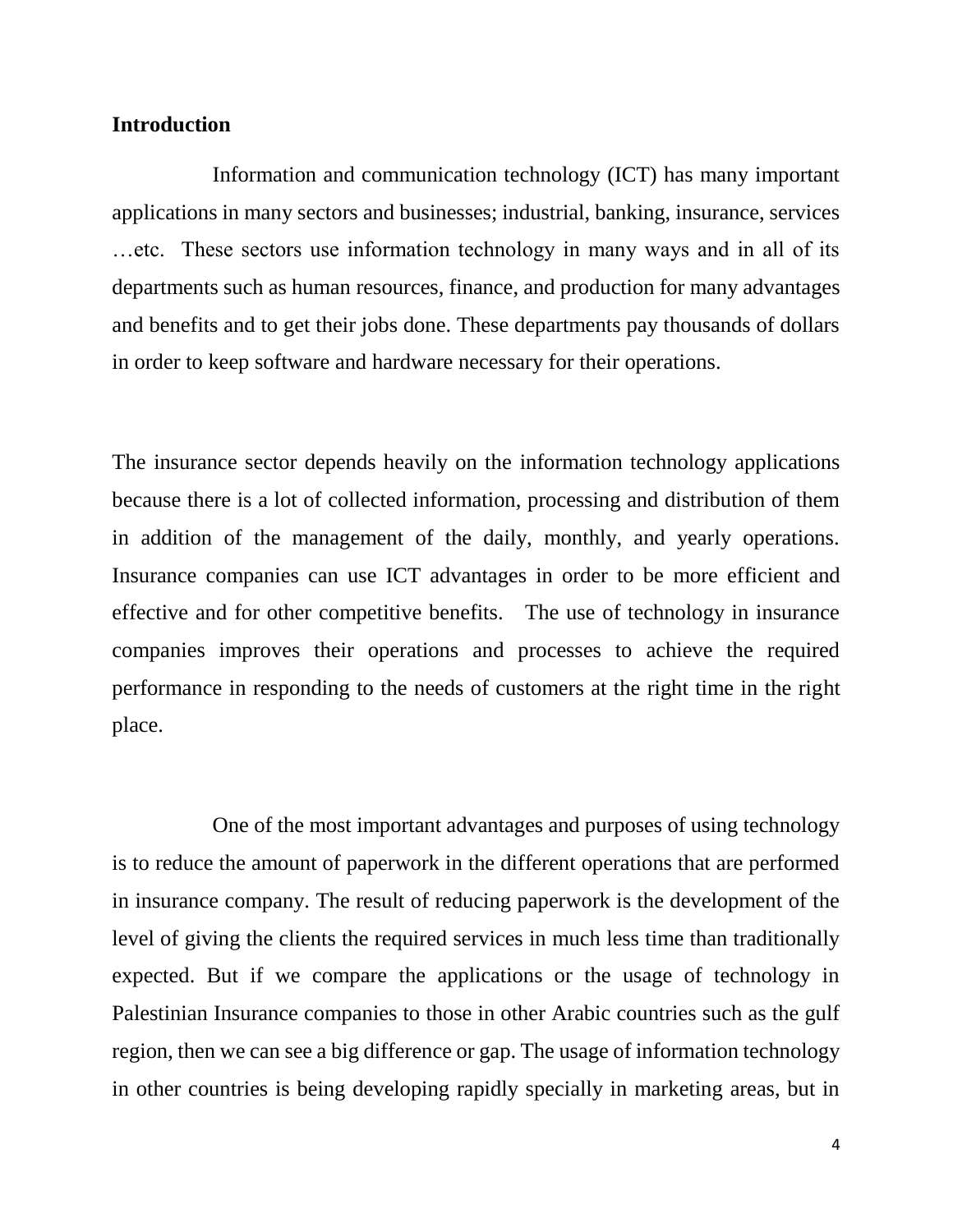**Introduction**

Information and communication technology (ICT) has many important applications in many sectors and businesses; industrial, banking, insurance, services …etc. These sectors use information technology in many ways and in all of its departments such as human resources, finance, and production for many advantages and benefits and to get their jobs done. These departments pay thousands of dollars in order to keep software and hardware necessary for their operations.

The insurance sector depends heavily on the information technology applications because there is a lot of collected information, processing and distribution of them in addition of the management of the daily, monthly, and yearly operations. Insurance companies can use ICT advantages in order to be more efficient and effective and for other competitive benefits. The use of technology in insurance companies improves their operations and processes to achieve the required performance in responding to the needs of customers at the right time in the right place.

One of the most important advantages and purposes of using technology is to reduce the amount of paperwork in the different operations that are performed in insurance company. The result of reducing paperwork is the development of the level of giving the clients the required services in much less time than traditionally expected. But if we compare the applications or the usage of technology in Palestinian Insurance companies to those in other Arabic countries such as the gulf region, then we can see a big difference or gap. The usage of information technology in other countries is being developing rapidly specially in marketing areas, but in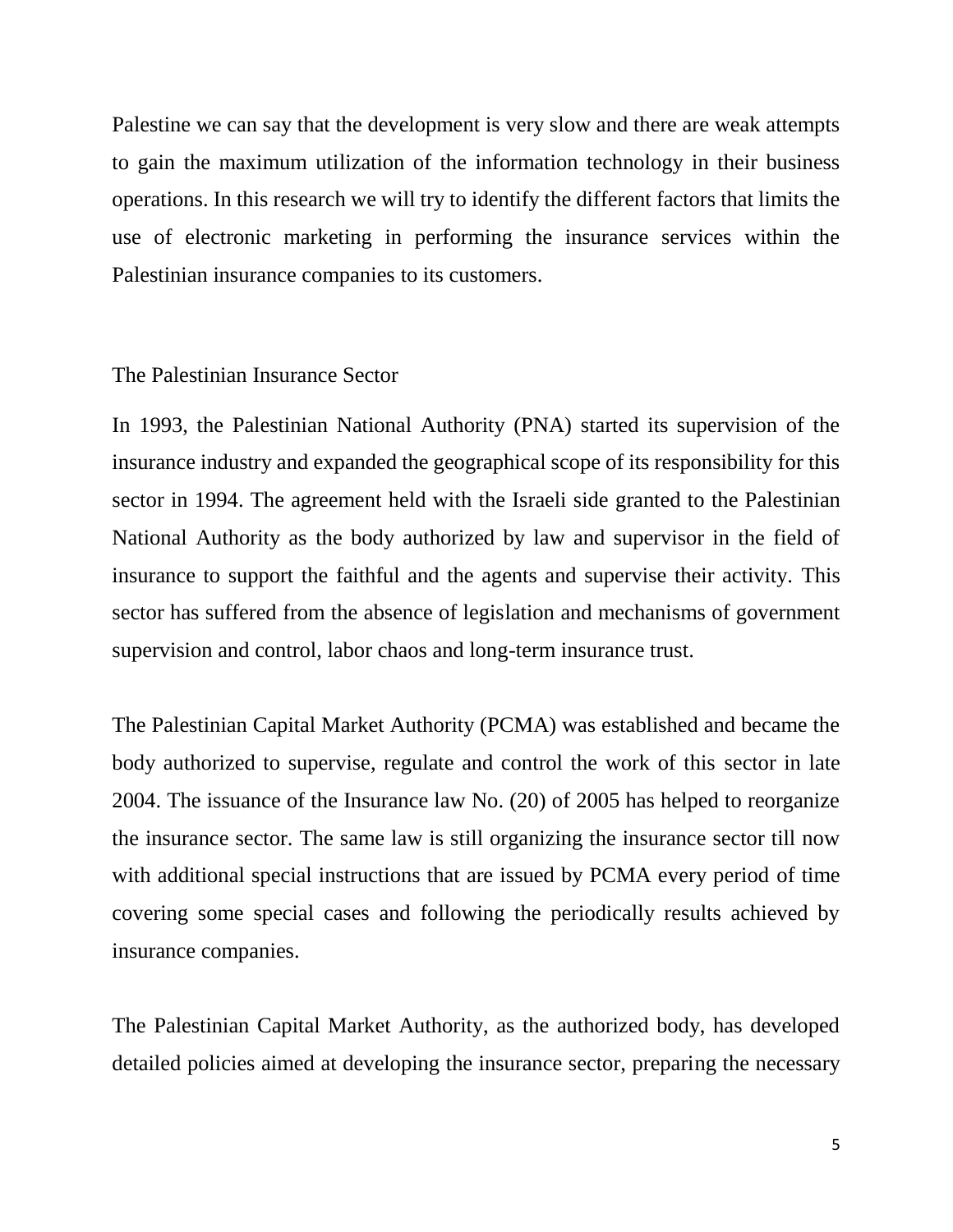Palestine we can say that the development is very slow and there are weak attempts to gain the maximum utilization of the information technology in their business operations. In this research we will try to identify the different factors that limits the use of electronic marketing in performing the insurance services within the Palestinian insurance companies to its customers.

## The Palestinian Insurance Sector

In 1993, the Palestinian National Authority (PNA) started its supervision of the insurance industry and expanded the geographical scope of its responsibility for this sector in 1994. The agreement held with the Israeli side granted to the Palestinian National Authority as the body authorized by law and supervisor in the field of insurance to support the faithful and the agents and supervise their activity. This sector has suffered from the absence of legislation and mechanisms of government supervision and control, labor chaos and long-term insurance trust.

The Palestinian Capital Market Authority (PCMA) was established and became the body authorized to supervise, regulate and control the work of this sector in late 2004. The issuance of the Insurance law No. (20) of 2005 has helped to reorganize the insurance sector. The same law is still organizing the insurance sector till now with additional special instructions that are issued by PCMA every period of time covering some special cases and following the periodically results achieved by insurance companies.

The Palestinian Capital Market Authority, as the authorized body, has developed detailed policies aimed at developing the insurance sector, preparing the necessary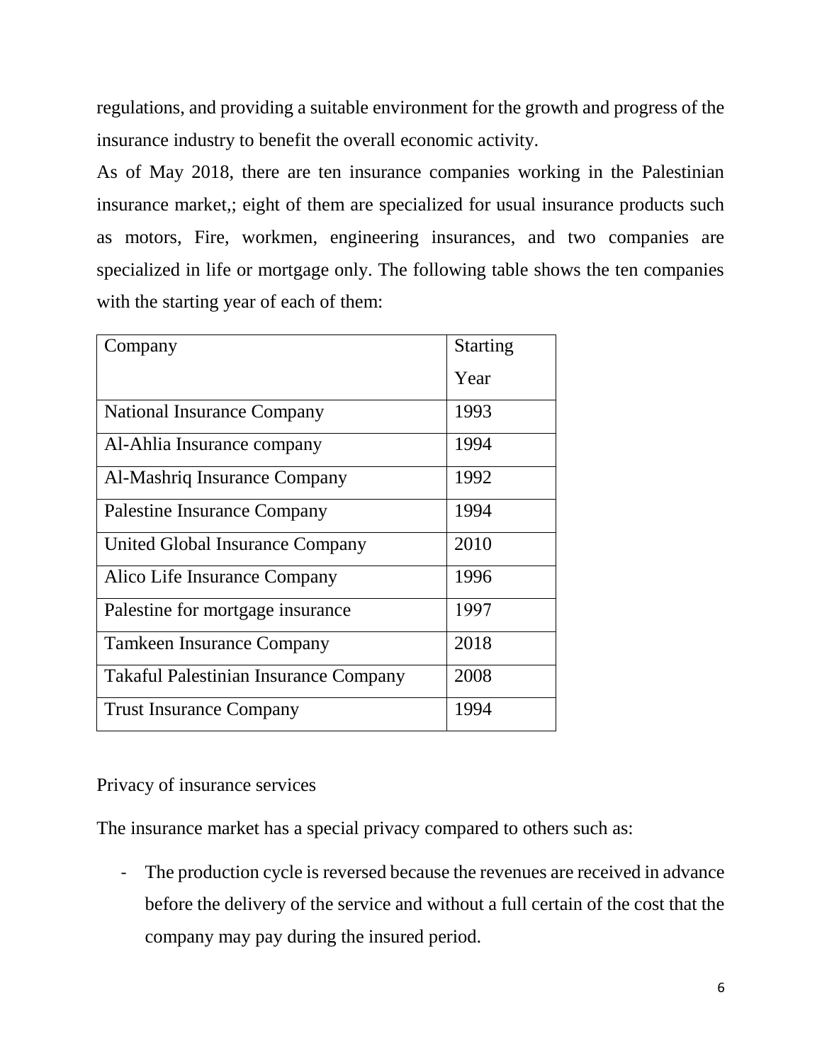regulations, and providing a suitable environment for the growth and progress of the insurance industry to benefit the overall economic activity.

As of May 2018, there are ten insurance companies working in the Palestinian insurance market,; eight of them are specialized for usual insurance products such as motors, Fire, workmen, engineering insurances, and two companies are specialized in life or mortgage only. The following table shows the ten companies with the starting year of each of them:

| Company | Starting Year |
| --- | --- |
| National Insurance Company | 1993 |
| Al-Ahlia Insurance company | 1994 |
| Al-Mashriq Insurance Company | 1992 |
| Palestine Insurance Company | 1994 |
| United Global Insurance Company | 2010 |
| Alico Life Insurance Company | 1996 |
| Palestine for mortgage insurance | 1997 |
| Tamkeen Insurance Company | 2018 |
| Takaful Palestinian Insurance Company | 2008 |
| Trust Insurance Company | 1994 |

Privacy of insurance services

The insurance market has a special privacy compared to others such as:

- The production cycle is reversed because the revenues are received in advance before the delivery of the service and without a full certain of the cost that the company may pay during the insured period.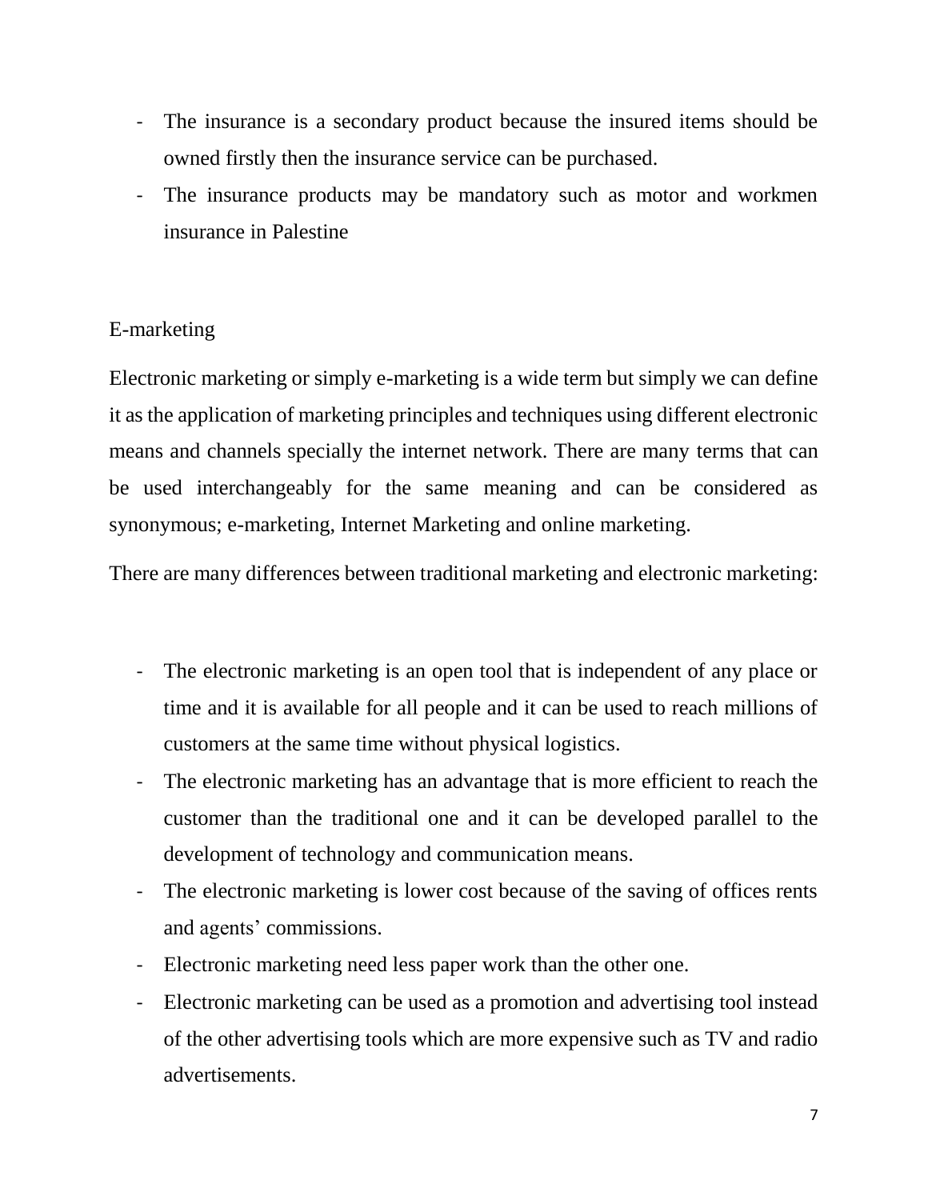- The insurance is a secondary product because the insured items should be owned firstly then the insurance service can be purchased.
- The insurance products may be mandatory such as motor and workmen insurance in Palestine

## E-marketing

Electronic marketing or simply e-marketing is a wide term but simply we can define it as the application of marketing principles and techniques using different electronic means and channels specially the internet network. There are many terms that can be used interchangeably for the same meaning and can be considered as synonymous; e-marketing, Internet Marketing and online marketing.

There are many differences between traditional marketing and electronic marketing:

- The electronic marketing is an open tool that is independent of any place or time and it is available for all people and it can be used to reach millions of customers at the same time without physical logistics.
- The electronic marketing has an advantage that is more efficient to reach the customer than the traditional one and it can be developed parallel to the development of technology and communication means.
- The electronic marketing is lower cost because of the saving of offices rents and agents' commissions.
- Electronic marketing need less paper work than the other one.
- Electronic marketing can be used as a promotion and advertising tool instead of the other advertising tools which are more expensive such as TV and radio advertisements.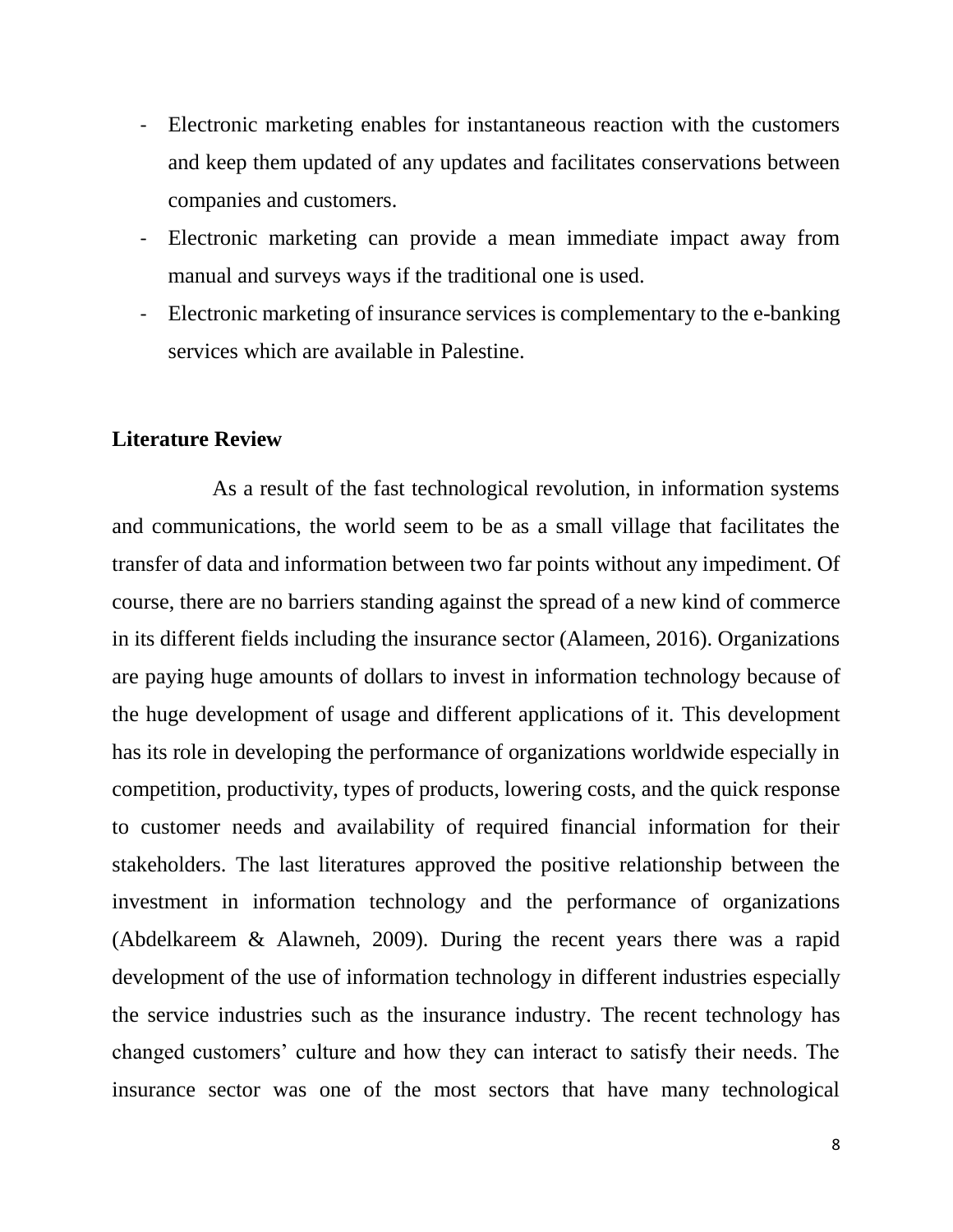- Electronic marketing enables for instantaneous reaction with the customers and keep them updated of any updates and facilitates conservations between companies and customers.
- Electronic marketing can provide a mean immediate impact away from manual and surveys ways if the traditional one is used.
- Electronic marketing of insurance services is complementary to the e-banking services which are available in Palestine.

## Literature Review

As a result of the fast technological revolution, in information systems and communications, the world seem to be as a small village that facilitates the transfer of data and information between two far points without any impediment. Of course, there are no barriers standing against the spread of a new kind of commerce in its different fields including the insurance sector (Alameen, 2016). Organizations are paying huge amounts of dollars to invest in information technology because of the huge development of usage and different applications of it. This development has its role in developing the performance of organizations worldwide especially in competition, productivity, types of products, lowering costs, and the quick response to customer needs and availability of required financial information for their stakeholders. The last literatures approved the positive relationship between the investment in information technology and the performance of organizations (Abdelkareem & Alawneh, 2009). During the recent years there was a rapid development of the use of information technology in different industries especially the service industries such as the insurance industry. The recent technology has changed customers' culture and how they can interact to satisfy their needs. The insurance sector was one of the most sectors that have many technological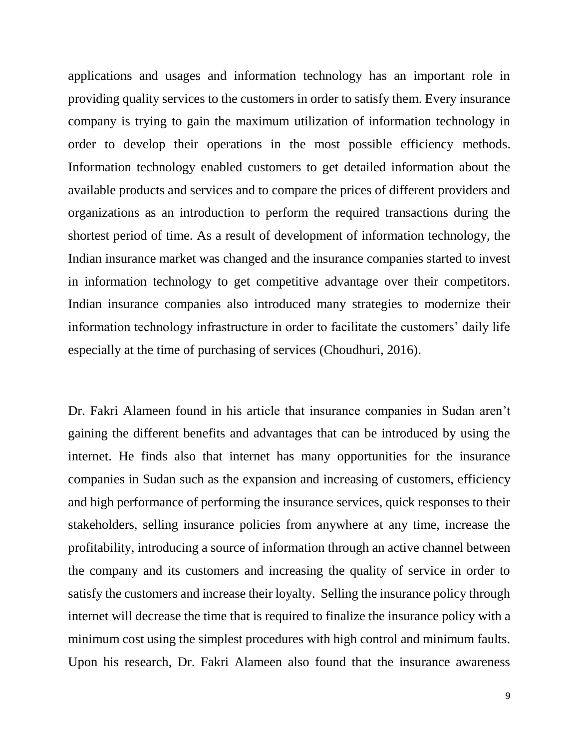applications and usages and information technology has an important role in providing quality services to the customers in order to satisfy them. Every insurance company is trying to gain the maximum utilization of information technology in order to develop their operations in the most possible efficiency methods. Information technology enabled customers to get detailed information about the available products and services and to compare the prices of different providers and organizations as an introduction to perform the required transactions during the shortest period of time. As a result of development of information technology, the Indian insurance market was changed and the insurance companies started to invest in information technology to get competitive advantage over their competitors. Indian insurance companies also introduced many strategies to modernize their information technology infrastructure in order to facilitate the customers' daily life especially at the time of purchasing of services (Choudhuri, 2016).

Dr. Fakri Alameen found in his article that insurance companies in Sudan aren't gaining the different benefits and advantages that can be introduced by using the internet. He finds also that internet has many opportunities for the insurance companies in Sudan such as the expansion and increasing of customers, efficiency and high performance of performing the insurance services, quick responses to their stakeholders, selling insurance policies from anywhere at any time, increase the profitability, introducing a source of information through an active channel between the company and its customers and increasing the quality of service in order to satisfy the customers and increase their loyalty. Selling the insurance policy through internet will decrease the time that is required to finalize the insurance policy with a minimum cost using the simplest procedures with high control and minimum faults. Upon his research, Dr. Fakri Alameen also found that the insurance awareness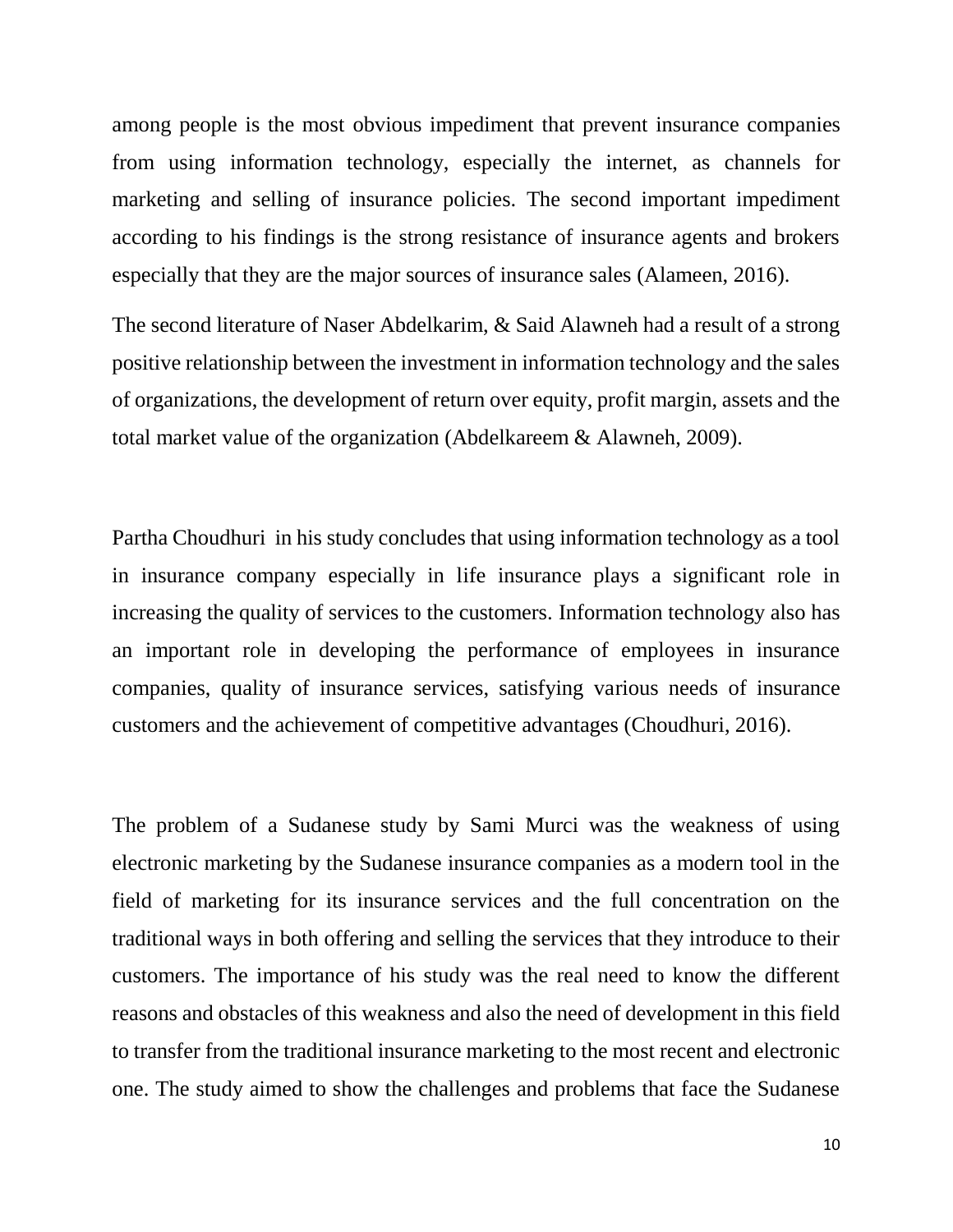among people is the most obvious impediment that prevent insurance companies from using information technology, especially the internet, as channels for marketing and selling of insurance policies. The second important impediment according to his findings is the strong resistance of insurance agents and brokers especially that they are the major sources of insurance sales (Alameen, 2016).

The second literature of Naser Abdelkarim, & Said Alawneh had a result of a strong positive relationship between the investment in information technology and the sales of organizations, the development of return over equity, profit margin, assets and the total market value of the organization (Abdelkareem & Alawneh, 2009).

Partha Choudhuri in his study concludes that using information technology as a tool in insurance company especially in life insurance plays a significant role in increasing the quality of services to the customers. Information technology also has an important role in developing the performance of employees in insurance companies, quality of insurance services, satisfying various needs of insurance customers and the achievement of competitive advantages (Choudhuri, 2016).

The problem of a Sudanese study by Sami Murci was the weakness of using electronic marketing by the Sudanese insurance companies as a modern tool in the field of marketing for its insurance services and the full concentration on the traditional ways in both offering and selling the services that they introduce to their customers. The importance of his study was the real need to know the different reasons and obstacles of this weakness and also the need of development in this field to transfer from the traditional insurance marketing to the most recent and electronic one. The study aimed to show the challenges and problems that face the Sudanese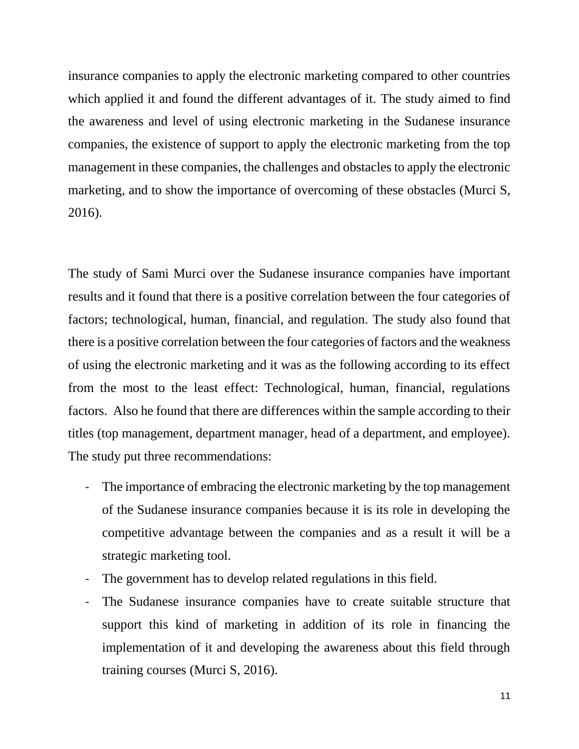insurance companies to apply the electronic marketing compared to other countries which applied it and found the different advantages of it. The study aimed to find the awareness and level of using electronic marketing in the Sudanese insurance companies, the existence of support to apply the electronic marketing from the top management in these companies, the challenges and obstacles to apply the electronic marketing, and to show the importance of overcoming of these obstacles (Murci S, 2016).

The study of Sami Murci over the Sudanese insurance companies have important results and it found that there is a positive correlation between the four categories of factors; technological, human, financial, and regulation. The study also found that there is a positive correlation between the four categories of factors and the weakness of using the electronic marketing and it was as the following according to its effect from the most to the least effect: Technological, human, financial, regulations factors. Also he found that there are differences within the sample according to their titles (top management, department manager, head of a department, and employee). The study put three recommendations:

- The importance of embracing the electronic marketing by the top management of the Sudanese insurance companies because it is its role in developing the competitive advantage between the companies and as a result it will be a strategic marketing tool.
- The government has to develop related regulations in this field.
- The Sudanese insurance companies have to create suitable structure that support this kind of marketing in addition of its role in financing the implementation of it and developing the awareness about this field through training courses (Murci S, 2016).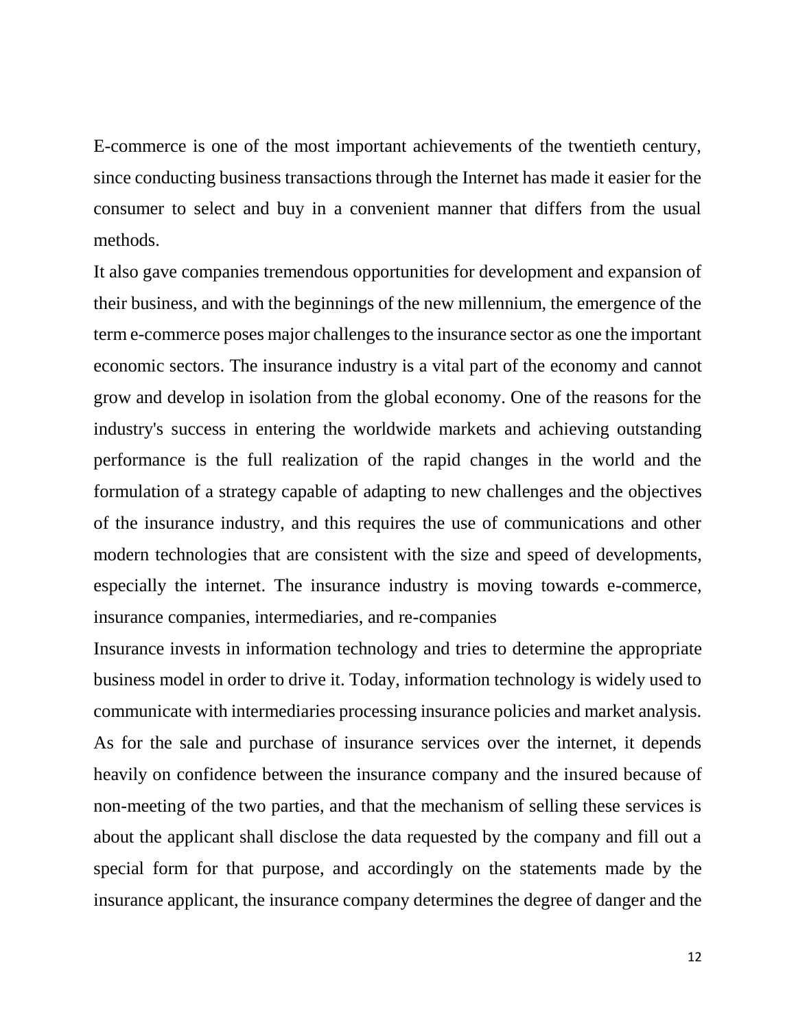E-commerce is one of the most important achievements of the twentieth century, since conducting business transactions through the Internet has made it easier for the consumer to select and buy in a convenient manner that differs from the usual methods.

It also gave companies tremendous opportunities for development and expansion of their business, and with the beginnings of the new millennium, the emergence of the term e-commerce poses major challenges to the insurance sector as one the important economic sectors. The insurance industry is a vital part of the economy and cannot grow and develop in isolation from the global economy. One of the reasons for the industry's success in entering the worldwide markets and achieving outstanding performance is the full realization of the rapid changes in the world and the formulation of a strategy capable of adapting to new challenges and the objectives of the insurance industry, and this requires the use of communications and other modern technologies that are consistent with the size and speed of developments, especially the internet. The insurance industry is moving towards e-commerce, insurance companies, intermediaries, and re-companies

Insurance invests in information technology and tries to determine the appropriate business model in order to drive it. Today, information technology is widely used to communicate with intermediaries processing insurance policies and market analysis. As for the sale and purchase of insurance services over the internet, it depends heavily on confidence between the insurance company and the insured because of non-meeting of the two parties, and that the mechanism of selling these services is about the applicant shall disclose the data requested by the company and fill out a special form for that purpose, and accordingly on the statements made by the insurance applicant, the insurance company determines the degree of danger and the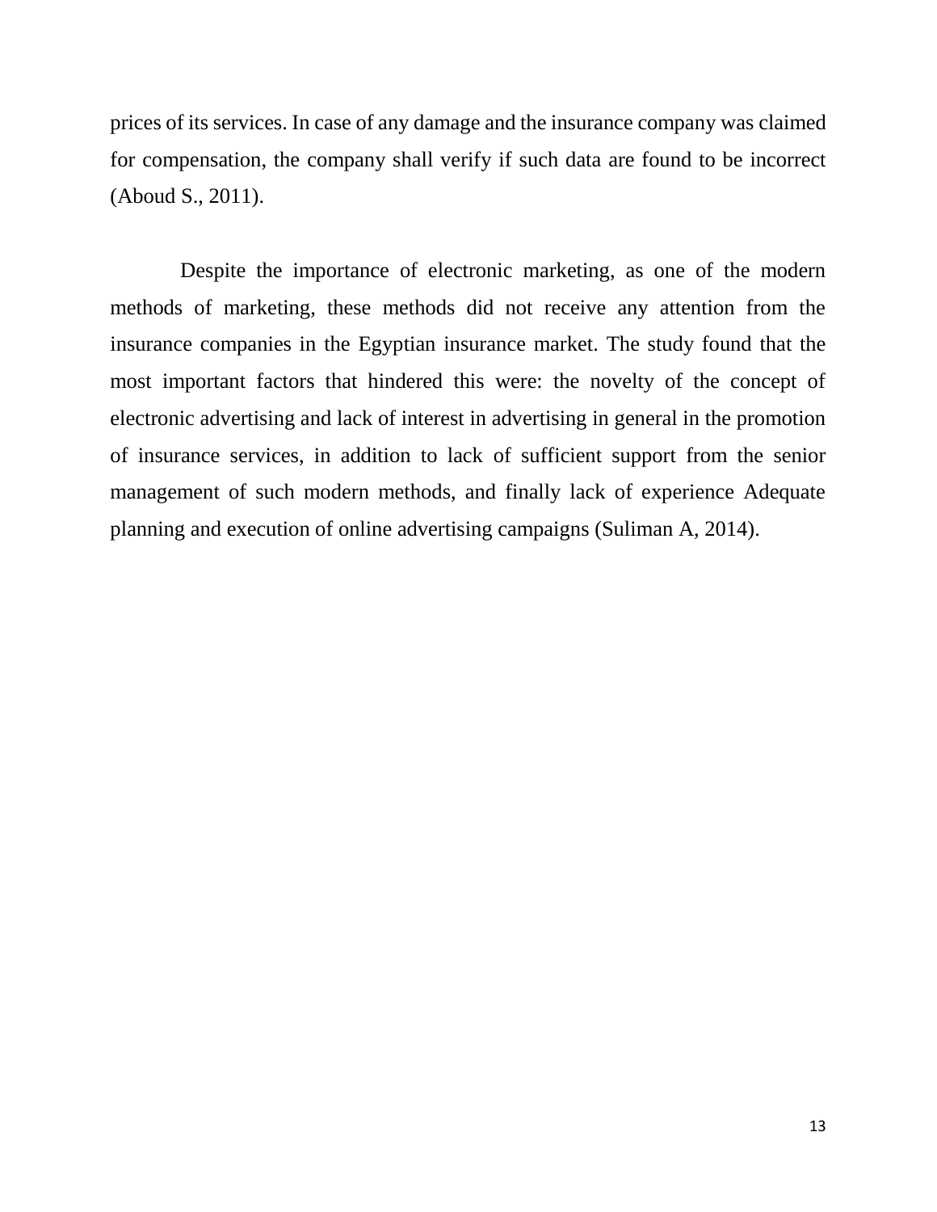prices of its services. In case of any damage and the insurance company was claimed for compensation, the company shall verify if such data are found to be incorrect (Aboud S., 2011).

Despite the importance of electronic marketing, as one of the modern methods of marketing, these methods did not receive any attention from the insurance companies in the Egyptian insurance market. The study found that the most important factors that hindered this were: the novelty of the concept of electronic advertising and lack of interest in advertising in general in the promotion of insurance services, in addition to lack of sufficient support from the senior management of such modern methods, and finally lack of experience Adequate planning and execution of online advertising campaigns (Suliman A, 2014).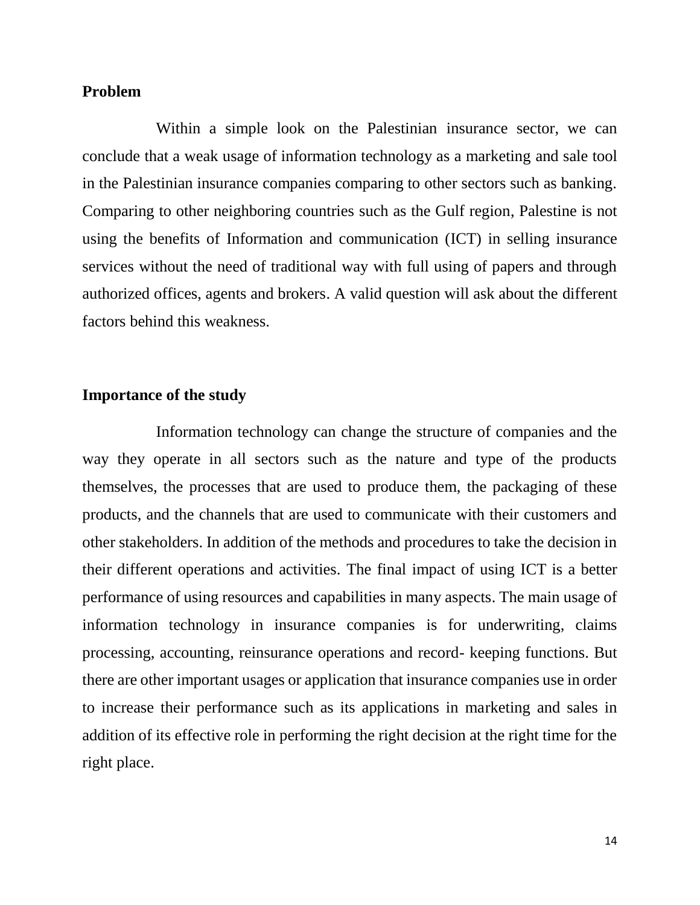## Problem

Within a simple look on the Palestinian insurance sector, we can conclude that a weak usage of information technology as a marketing and sale tool in the Palestinian insurance companies comparing to other sectors such as banking. Comparing to other neighboring countries such as the Gulf region, Palestine is not using the benefits of Information and communication (ICT) in selling insurance services without the need of traditional way with full using of papers and through authorized offices, agents and brokers. A valid question will ask about the different factors behind this weakness.

## Importance of the study

Information technology can change the structure of companies and the way they operate in all sectors such as the nature and type of the products themselves, the processes that are used to produce them, the packaging of these products, and the channels that are used to communicate with their customers and other stakeholders. In addition of the methods and procedures to take the decision in their different operations and activities. The final impact of using ICT is a better performance of using resources and capabilities in many aspects. The main usage of information technology in insurance companies is for underwriting, claims processing, accounting, reinsurance operations and record- keeping functions. But there are other important usages or application that insurance companies use in order to increase their performance such as its applications in marketing and sales in addition of its effective role in performing the right decision at the right time for the right place.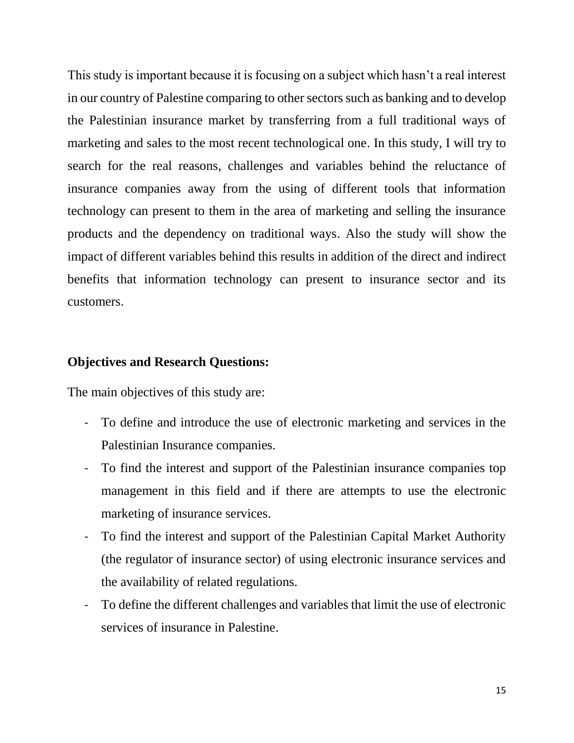This study is important because it is focusing on a subject which hasn't a real interest in our country of Palestine comparing to other sectors such as banking and to develop the Palestinian insurance market by transferring from a full traditional ways of marketing and sales to the most recent technological one. In this study, I will try to search for the real reasons, challenges and variables behind the reluctance of insurance companies away from the using of different tools that information technology can present to them in the area of marketing and selling the insurance products and the dependency on traditional ways. Also the study will show the impact of different variables behind this results in addition of the direct and indirect benefits that information technology can present to insurance sector and its customers.

**Objectives and Research Questions:**

The main objectives of this study are:

- To define and introduce the use of electronic marketing and services in the Palestinian Insurance companies.
- To find the interest and support of the Palestinian insurance companies top management in this field and if there are attempts to use the electronic marketing of insurance services.
- To find the interest and support of the Palestinian Capital Market Authority (the regulator of insurance sector) of using electronic insurance services and the availability of related regulations.
- To define the different challenges and variables that limit the use of electronic services of insurance in Palestine.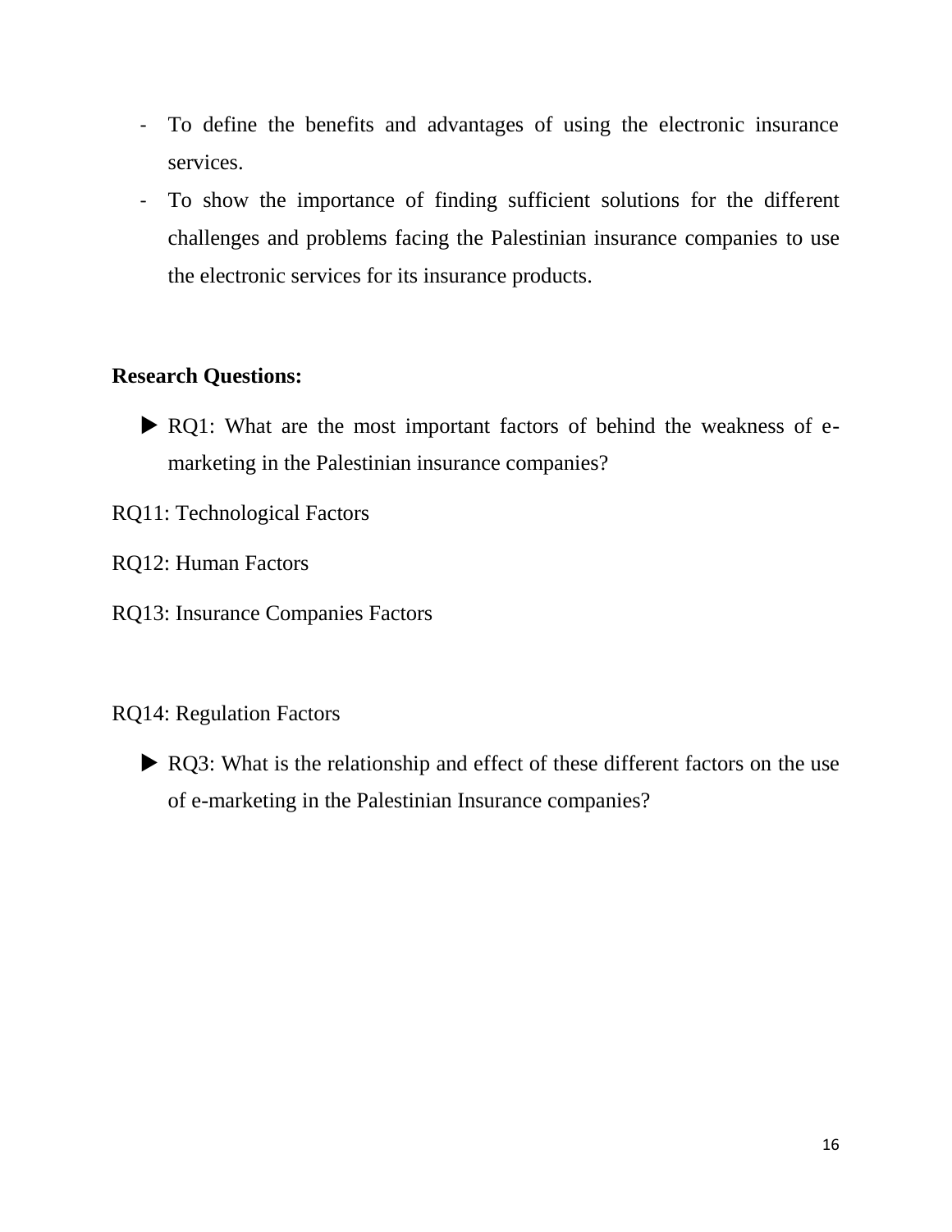- To define the benefits and advantages of using the electronic insurance services.
- To show the importance of finding sufficient solutions for the different challenges and problems facing the Palestinian insurance companies to use the electronic services for its insurance products.

**Research Questions:**

- RQ1: What are the most important factors of behind the weakness of e-marketing in the Palestinian insurance companies?

RQ11: Technological Factors

RQ12: Human Factors

RQ13: Insurance Companies Factors

RQ14: Regulation Factors

- RQ3: What is the relationship and effect of these different factors on the use of e-marketing in the Palestinian Insurance companies?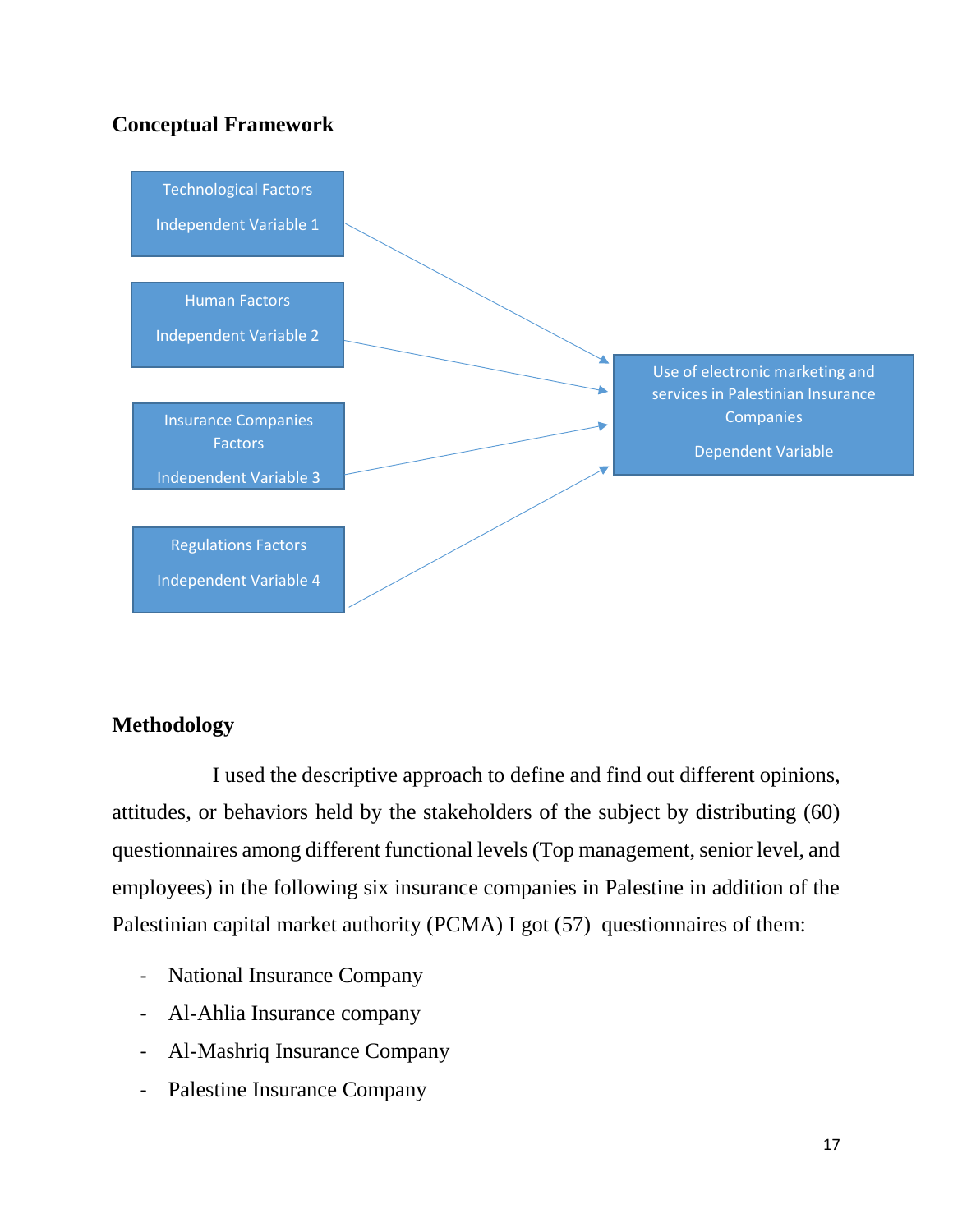**Conceptual Framework**

Technological Factors

Independent Variable 1

Human Factors

Independent Variable 2

Insurance Companies Factors

Independent Variable 3

Regulations Factors

Independent Variable 4

Use of electronic marketing and services in Palestinian Insurance Companies

Dependent Variable

**Methodology**

I used the descriptive approach to define and find out different opinions, attitudes, or behaviors held by the stakeholders of the subject by distributing (60) questionnaires among different functional levels (Top management, senior level, and employees) in the following six insurance companies in Palestine in addition of the Palestinian capital market authority (PCMA) I got (57) questionnaires of them:

- National Insurance Company
- Al-Ahlia Insurance company
- Al-Mashriq Insurance Company
- Palestine Insurance Company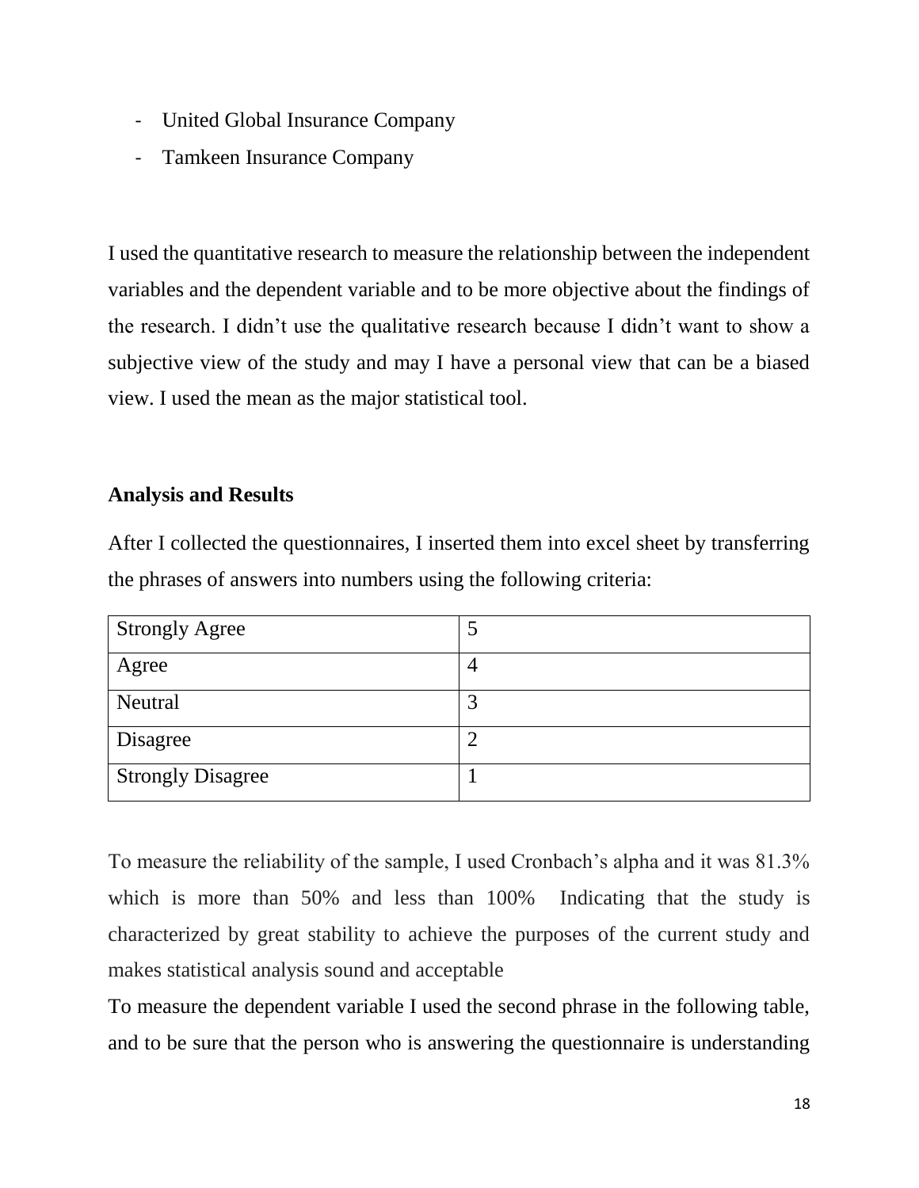- United Global Insurance Company
- Tamkeen Insurance Company

I used the quantitative research to measure the relationship between the independent variables and the dependent variable and to be more objective about the findings of the research. I didn't use the qualitative research because I didn't want to show a subjective view of the study and may I have a personal view that can be a biased view. I used the mean as the major statistical tool.

**Analysis and Results**

After I collected the questionnaires, I inserted them into excel sheet by transferring the phrases of answers into numbers using the following criteria:

| Strongly Agree | 5 |
|---|---|
| Agree | 4 |
| Neutral | 3 |
| Disagree | 2 |
| Strongly Disagree | 1 |

To measure the reliability of the sample, I used Cronbach's alpha and it was 81.3% which is more than 50% and less than 100% Indicating that the study is characterized by great stability to achieve the purposes of the current study and makes statistical analysis sound and acceptable

To measure the dependent variable I used the second phrase in the following table, and to be sure that the person who is answering the questionnaire is understanding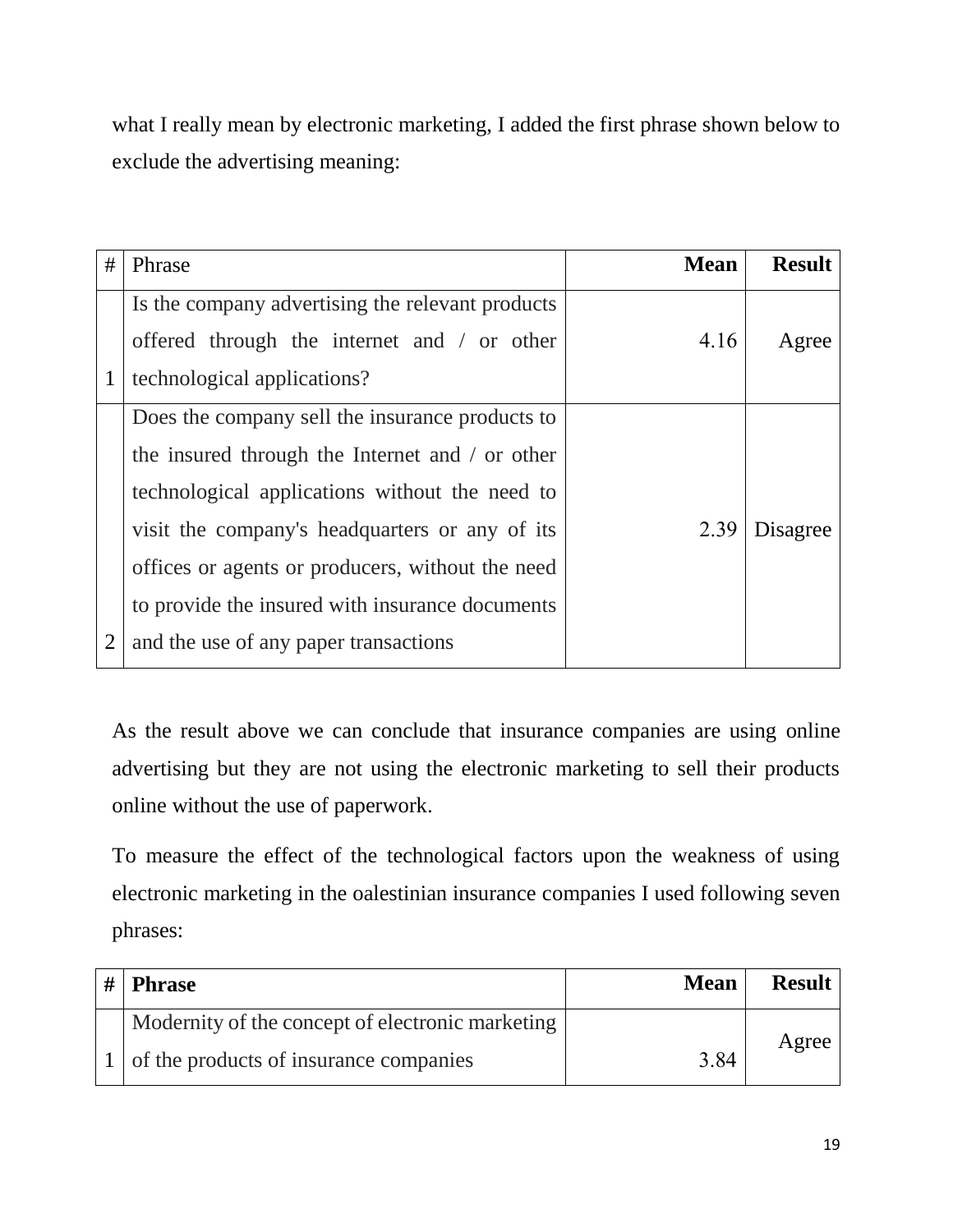what I really mean by electronic marketing, I added the first phrase shown below to exclude the advertising meaning:

| # | Phrase | Mean | Result |
|---|---|---|---|
| 1 | Is the company advertising the relevant products offered through the internet and / or other technological applications? | 4.16 | Agree |
| 2 | Does the company sell the insurance products to the insured through the Internet and / or other technological applications without the need to visit the company's headquarters or any of its offices or agents or producers, without the need to provide the insured with insurance documents and the use of any paper transactions | 2.39 | Disagree |

As the result above we can conclude that insurance companies are using online advertising but they are not using the electronic marketing to sell their products online without the use of paperwork.

To measure the effect of the technological factors upon the weakness of using electronic marketing in the oalestinian insurance companies I used following seven phrases:

| # | Phrase | Mean | Result |
|---|---|---|---|
| 1 | Modernity of the concept of electronic marketing of the products of insurance companies | 3.84 | Agree |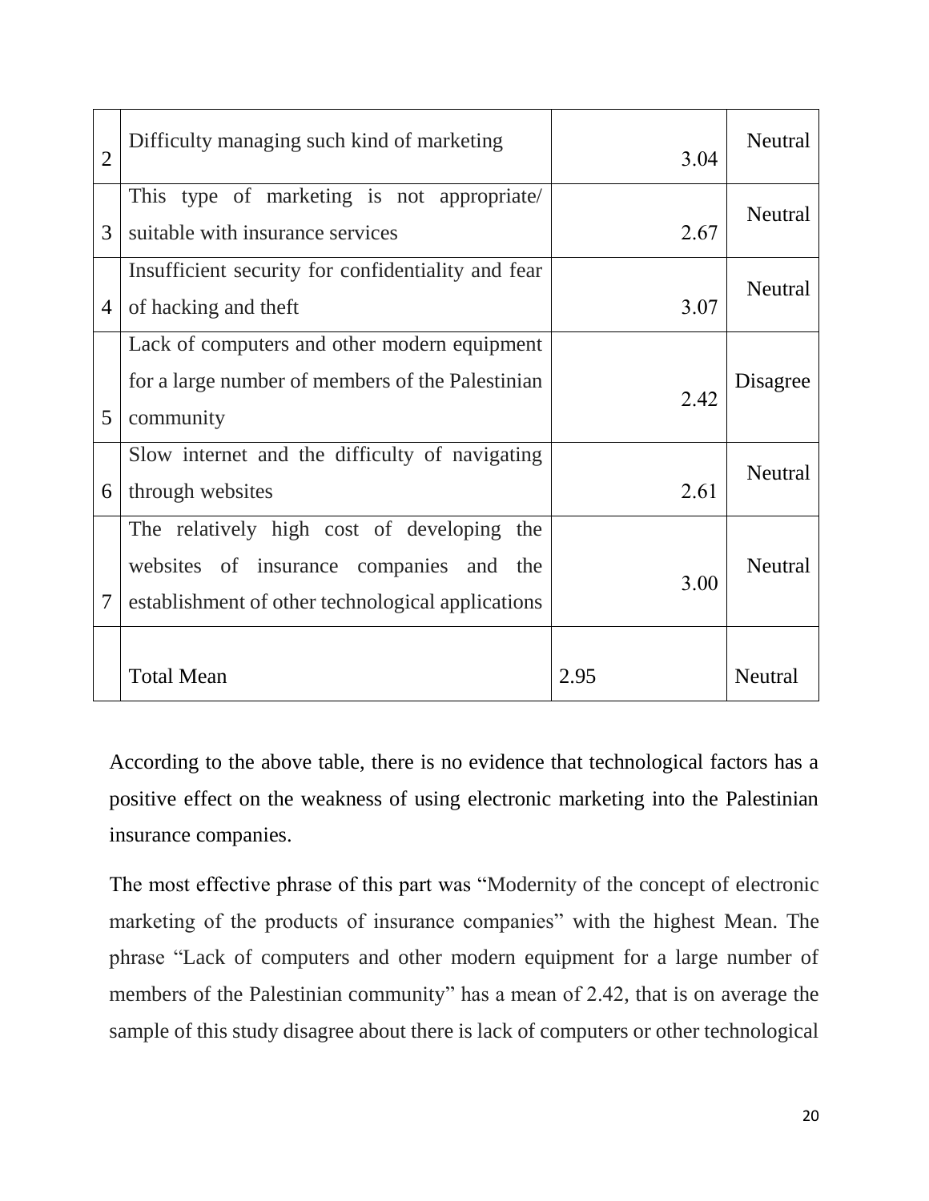| | | | |
|---|---|---|---|
| 2 | Difficulty managing such kind of marketing | 3.04 | Neutral |
| 3 | This type of marketing is not appropriate/ suitable with insurance services | 2.67 | Neutral |
| 4 | Insufficient security for confidentiality and fear of hacking and theft | 3.07 | Neutral |
| 5 | Lack of computers and other modern equipment for a large number of members of the Palestinian community | 2.42 | Disagree |
| 6 | Slow internet and the difficulty of navigating through websites | 2.61 | Neutral |
| 7 | The relatively high cost of developing the websites of insurance companies and the establishment of other technological applications | 3.00 | Neutral |
| | Total Mean | 2.95 | Neutral |

According to the above table, there is no evidence that technological factors has a positive effect on the weakness of using electronic marketing into the Palestinian insurance companies.

The most effective phrase of this part was "Modernity of the concept of electronic marketing of the products of insurance companies" with the highest Mean. The phrase "Lack of computers and other modern equipment for a large number of members of the Palestinian community" has a mean of 2.42, that is on average the sample of this study disagree about there is lack of computers or other technological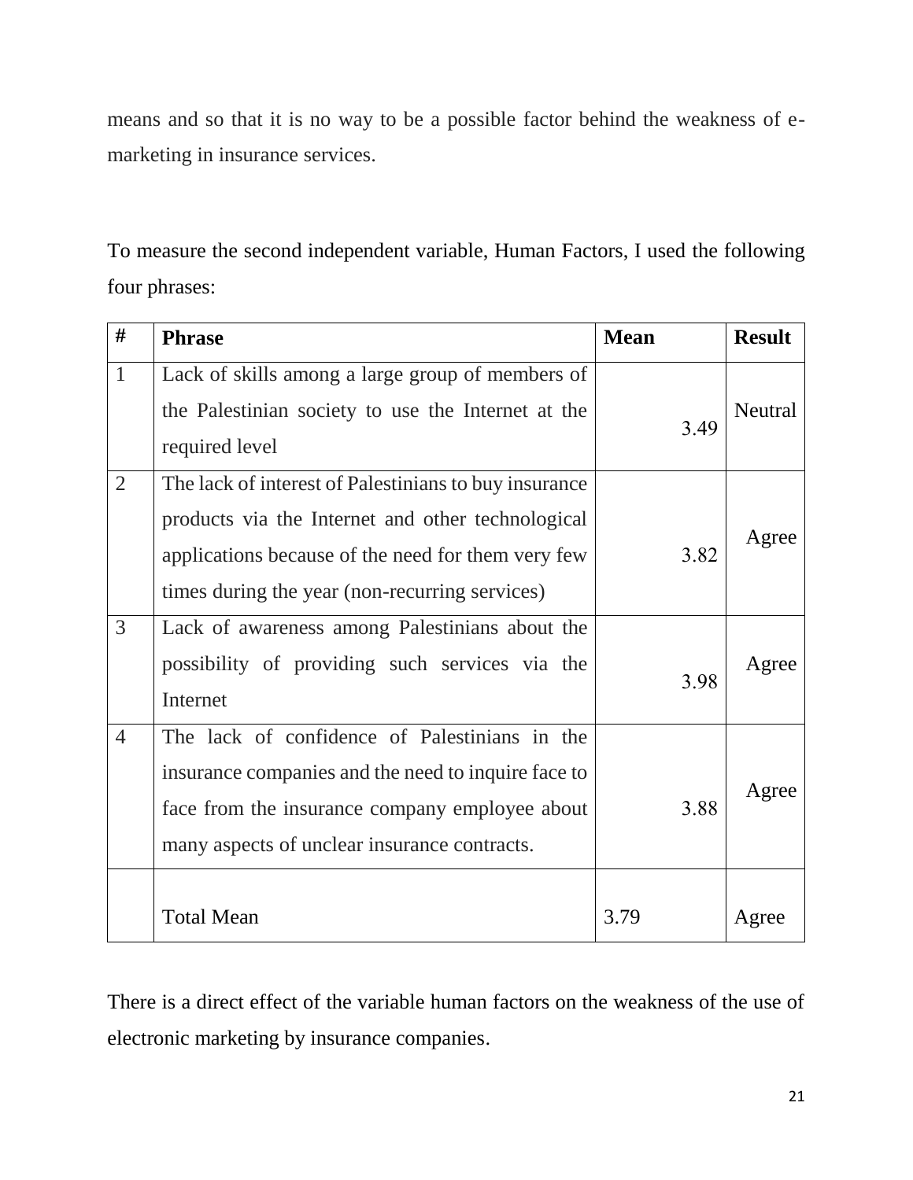means and so that it is no way to be a possible factor behind the weakness of e-marketing in insurance services.

To measure the second independent variable, Human Factors, I used the following four phrases:

| # | Phrase | Mean | Result |
|---|---|---|---|
| 1 | Lack of skills among a large group of members of the Palestinian society to use the Internet at the required level | 3.49 | Neutral |
| 2 | The lack of interest of Palestinians to buy insurance products via the Internet and other technological applications because of the need for them very few times during the year (non-recurring services) | 3.82 | Agree |
| 3 | Lack of awareness among Palestinians about the possibility of providing such services via the Internet | 3.98 | Agree |
| 4 | The lack of confidence of Palestinians in the insurance companies and the need to inquire face to face from the insurance company employee about many aspects of unclear insurance contracts. | 3.88 | Agree |
| | Total Mean | 3.79 | Agree |

There is a direct effect of the variable human factors on the weakness of the use of electronic marketing by insurance companies.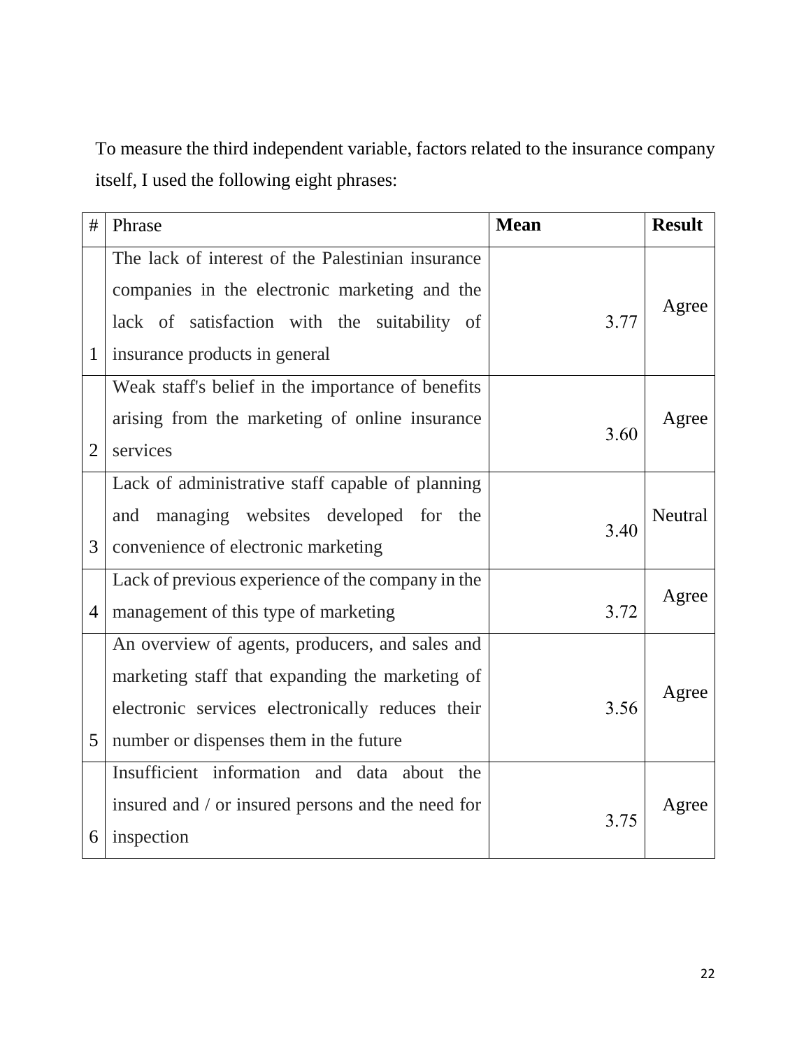To measure the third independent variable, factors related to the insurance company itself, I used the following eight phrases:

| # | Phrase | **Mean** | **Result** |
|---|---|---|---|
| 1 | The lack of interest of the Palestinian insurance companies in the electronic marketing and the lack of satisfaction with the suitability of insurance products in general | 3.77 | Agree |
| 2 | Weak staff's belief in the importance of benefits arising from the marketing of online insurance services | 3.60 | Agree |
| 3 | Lack of administrative staff capable of planning and managing websites developed for the convenience of electronic marketing | 3.40 | Neutral |
| 4 | Lack of previous experience of the company in the management of this type of marketing | 3.72 | Agree |
| 5 | An overview of agents, producers, and sales and marketing staff that expanding the marketing of electronic services electronically reduces their number or dispenses them in the future | 3.56 | Agree |
| 6 | Insufficient information and data about the insured and / or insured persons and the need for inspection | 3.75 | Agree |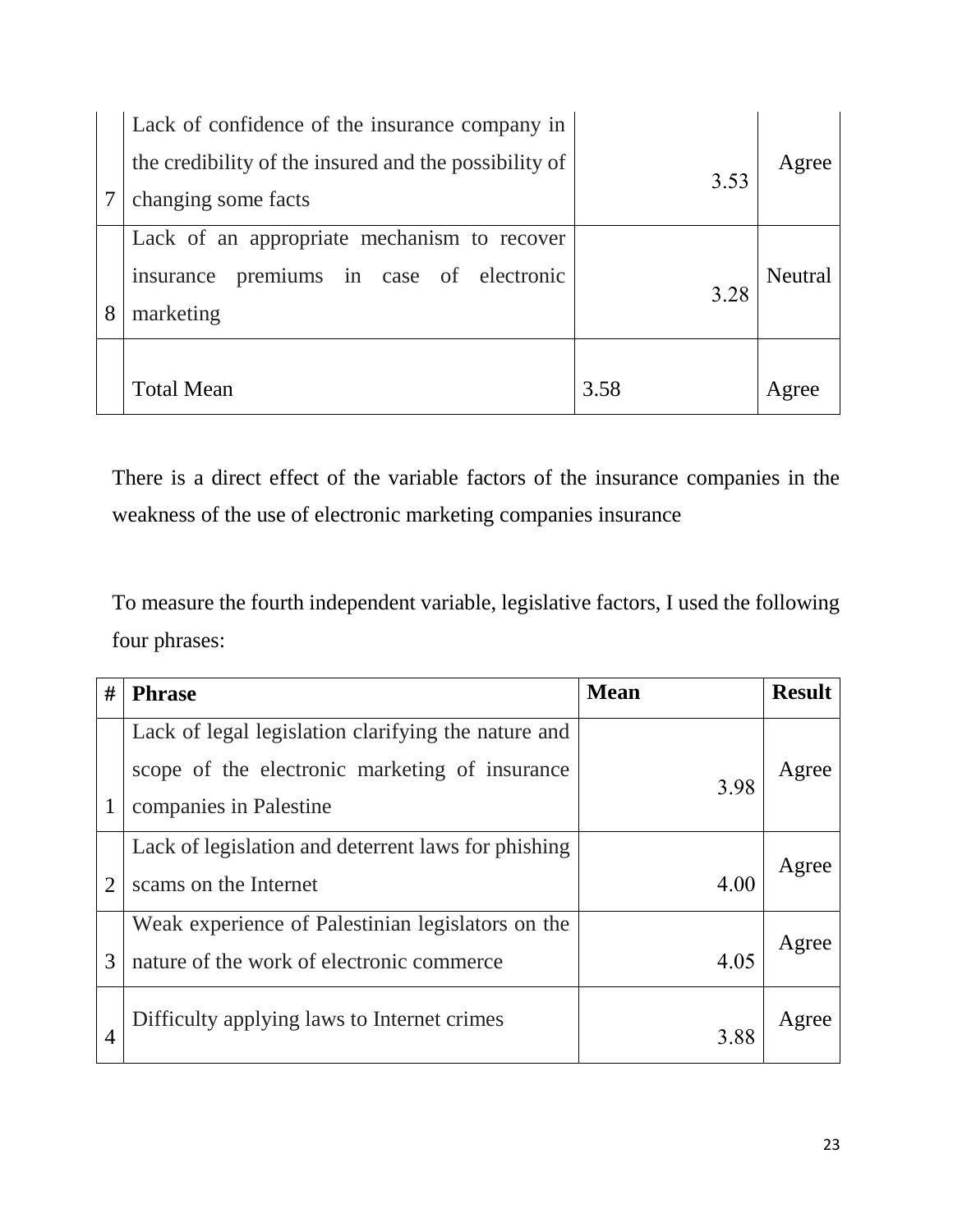| | | | |
|---|---|---|---|
| 7 | Lack of confidence of the insurance company in the credibility of the insured and the possibility of changing some facts | 3.53 | Agree |
| 8 | Lack of an appropriate mechanism to recover insurance premiums in case of electronic marketing | 3.28 | Neutral |
| | Total Mean | 3.58 | Agree |

There is a direct effect of the variable factors of the insurance companies in the weakness of the use of electronic marketing companies insurance

To measure the fourth independent variable, legislative factors, I used the following four phrases:

| # | Phrase | Mean | Result |
|---|---|---|---|
| 1 | Lack of legal legislation clarifying the nature and scope of the electronic marketing of insurance companies in Palestine | 3.98 | Agree |
| 2 | Lack of legislation and deterrent laws for phishing scams on the Internet | 4.00 | Agree |
| 3 | Weak experience of Palestinian legislators on the nature of the work of electronic commerce | 4.05 | Agree |
| 4 | Difficulty applying laws to Internet crimes | 3.88 | Agree |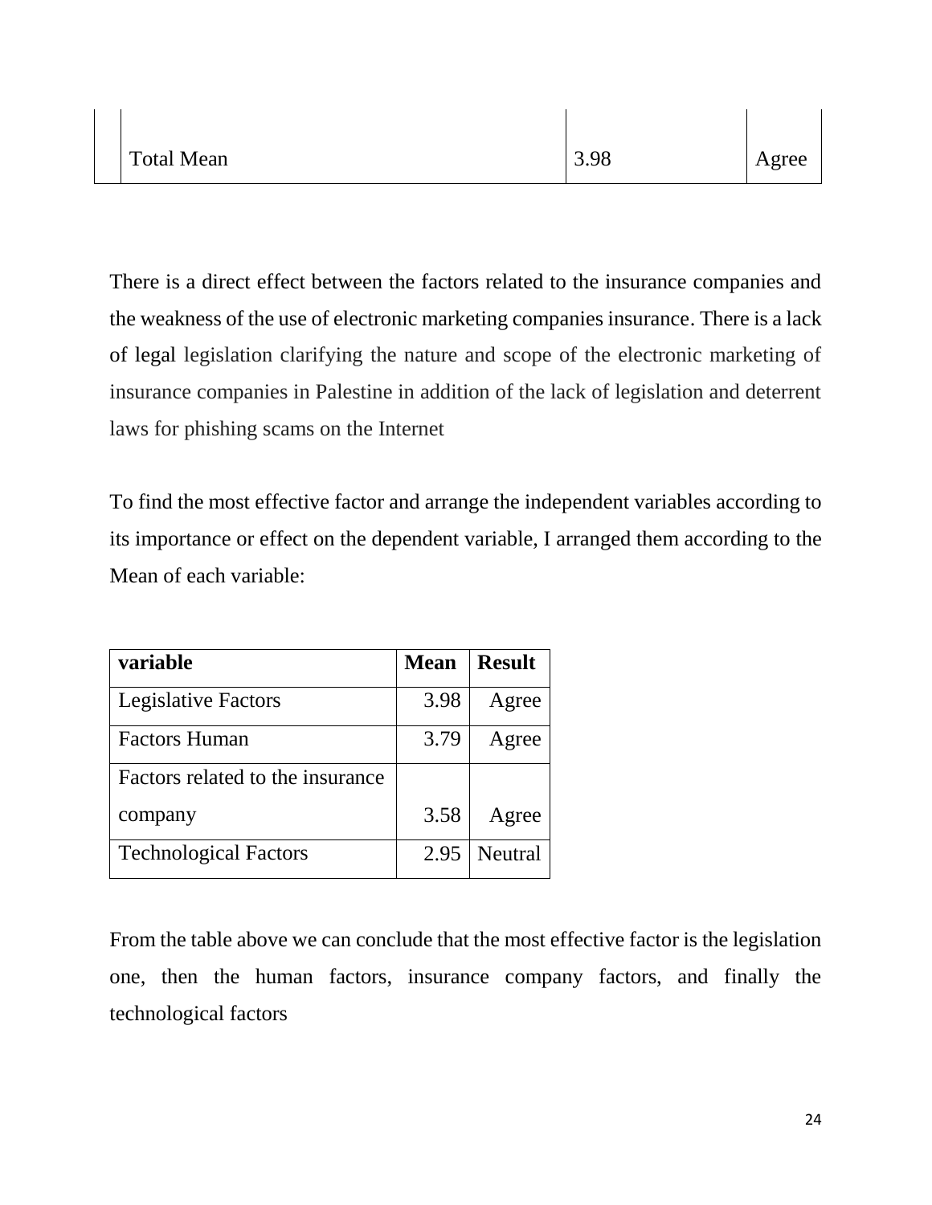| | Total Mean | 3.98 | Agree |
|---|---|---|---|

There is a direct effect between the factors related to the insurance companies and the weakness of the use of electronic marketing companies insurance. There is a lack of legal legislation clarifying the nature and scope of the electronic marketing of insurance companies in Palestine in addition of the lack of legislation and deterrent laws for phishing scams on the Internet

To find the most effective factor and arrange the independent variables according to its importance or effect on the dependent variable, I arranged them according to the Mean of each variable:

| **variable** | **Mean** | **Result** |
|---|---|---|
| Legislative Factors | 3.98 | Agree |
| Factors Human | 3.79 | Agree |
| Factors related to the insurance company | 3.58 | Agree |
| Technological Factors | 2.95 | Neutral |

From the table above we can conclude that the most effective factor is the legislation one, then the human factors, insurance company factors, and finally the technological factors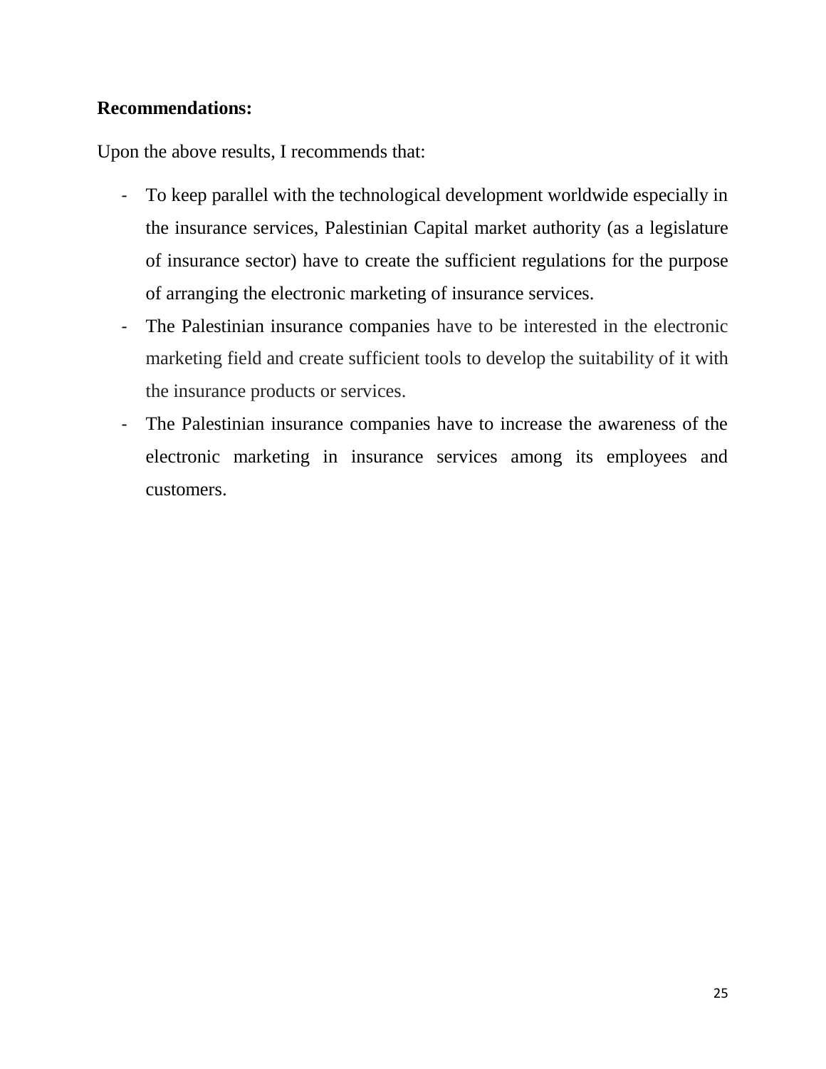**Recommendations:**

Upon the above results, I recommends that:

- To keep parallel with the technological development worldwide especially in the insurance services, Palestinian Capital market authority (as a legislature of insurance sector) have to create the sufficient regulations for the purpose of arranging the electronic marketing of insurance services.
- The Palestinian insurance companies have to be interested in the electronic marketing field and create sufficient tools to develop the suitability of it with the insurance products or services.
- The Palestinian insurance companies have to increase the awareness of the electronic marketing in insurance services among its employees and customers.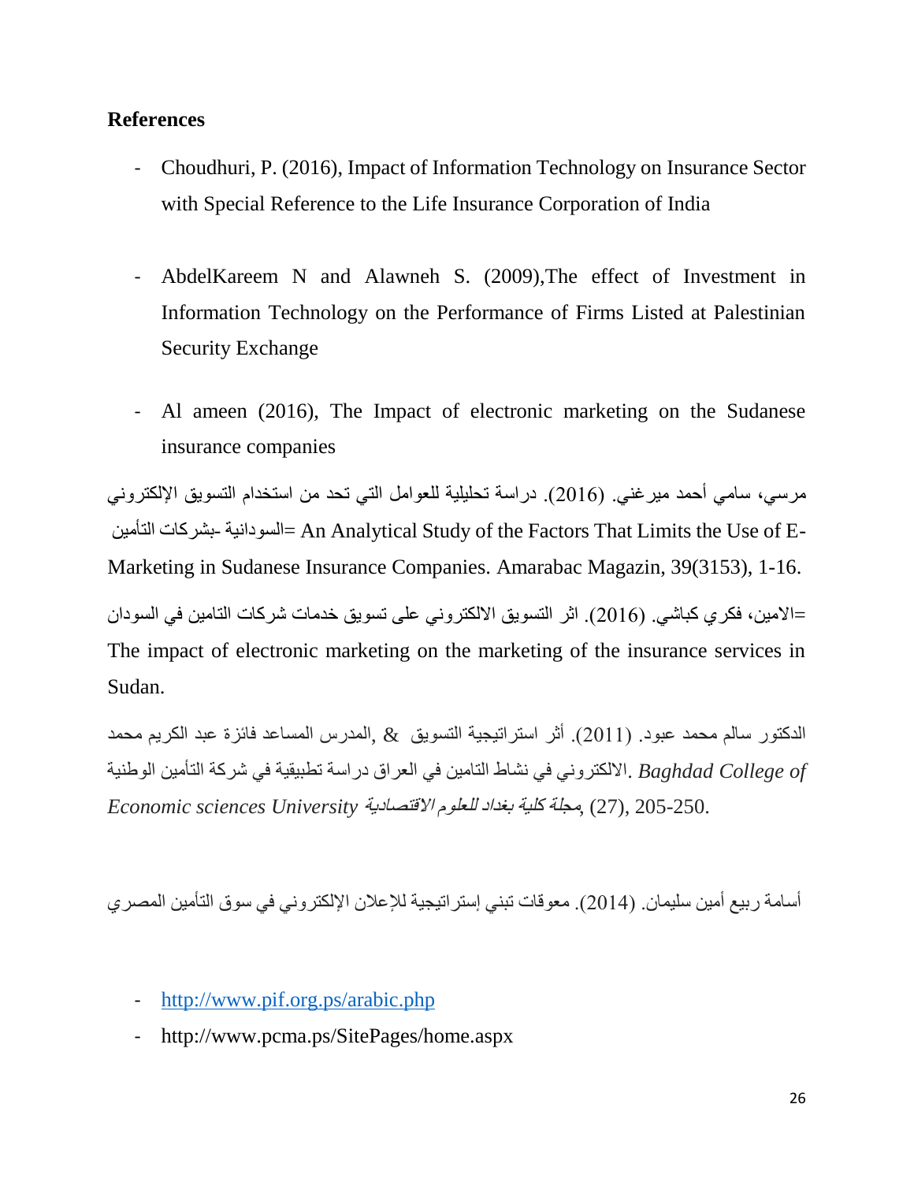**References**

- Choudhuri, P. (2016), Impact of Information Technology on Insurance Sector with Special Reference to the Life Insurance Corporation of India

- AbdelKareem N and Alawneh S. (2009),The effect of Investment in Information Technology on the Performance of Firms Listed at Palestinian Security Exchange

- Al ameen (2016), The Impact of electronic marketing on the Sudanese insurance companies

مرسي، سامي أحمد ميرغني. (2016). دراسة تحليلية للعوامل التي تحد من استخدام التسويق الإلكتروني بشركات التأمين- السودانية= An Analytical Study of the Factors That Limits the Use of E-Marketing in Sudanese Insurance Companies. Amarabac Magazin, 39(3153), 1-16.

الامين، فكري كباشي. (2016). اثر التسويق الالكتروني على تسويق خدمات شركات التامين في السودان= The impact of electronic marketing on the marketing of the insurance services in Sudan.

الدكتور سالم محمد عبود. (2011). أثر استراتيجية التسويق & ,المدرس المساعد فائزة عبد الكريم محمد. الالكتروني في نشاط التامين في العراق دراسة تطبيقية في شركة التأمين الوطنية. *Baghdad College of Economic sciences University مجلة كلية بغداد للعلوم الاقتصادية*, (27), 205-250.

أسامة ربيع أمين سليمان. (2014). معوقات تبني إستراتيجية للإعلان الإلكتروني في سوق التأمين المصري

- http://www.pif.org.ps/arabic.php
- http://www.pcma.ps/SitePages/home.aspx